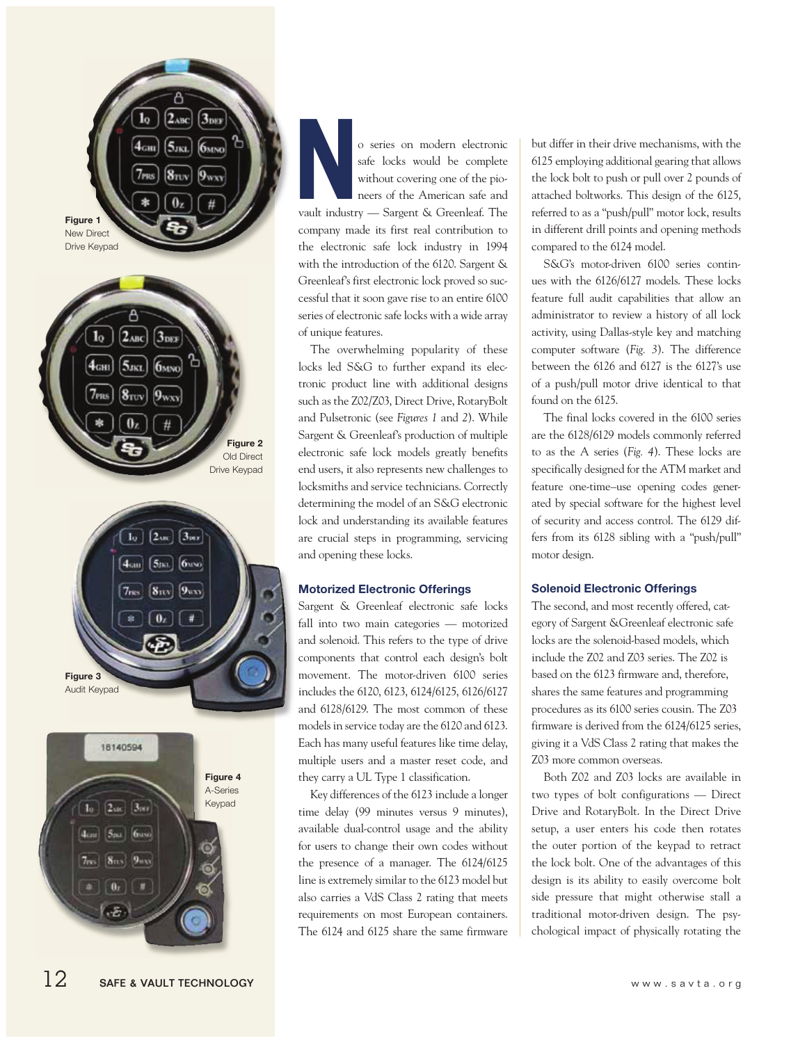Figure 1
New Direct Drive Keypad

Figure 2
Old Direct Drive Keypad

Figure 3
Audit Keypad

Figure 4
A-Series Keypad

No series on modern electronic safe locks would be complete without covering one of the pioneers of the American safe and vault industry — Sargent & Greenleaf. The company made its first real contribution to the electronic safe lock industry in 1994 with the introduction of the 6120. Sargent & Greenleaf's first electronic lock proved so successful that it soon gave rise to an entire 6100 series of electronic safe locks with a wide array of unique features.

The overwhelming popularity of these locks led S&G to further expand its electronic product line with additional designs such as the Z02/Z03, Direct Drive, RotaryBolt and Pulsetronic (see *Figures 1* and *2*). While Sargent & Greenleaf's production of multiple electronic safe lock models greatly benefits end users, it also represents new challenges to locksmiths and service technicians. Correctly determining the model of an S&G electronic lock and understanding its available features are crucial steps in programming, servicing and opening these locks.

### Motorized Electronic Offerings

Sargent & Greenleaf electronic safe locks fall into two main categories — motorized and solenoid. This refers to the type of drive components that control each design's bolt movement. The motor-driven 6100 series includes the 6120, 6123, 6124/6125, 6126/6127 and 6128/6129. The most common of these models in service today are the 6120 and 6123. Each has many useful features like time delay, multiple users and a master reset code, and they carry a UL Type 1 classification.

Key differences of the 6123 include a longer time delay (99 minutes versus 9 minutes), available dual-control usage and the ability for users to change their own codes without the presence of a manager. The 6124/6125 line is extremely similar to the 6123 model but also carries a VdS Class 2 rating that meets requirements on most European containers. The 6124 and 6125 share the same firmware but differ in their drive mechanisms, with the 6125 employing additional gearing that allows the lock bolt to push or pull over 2 pounds of attached boltworks. This design of the 6125, referred to as a "push/pull" motor lock, results in different drill points and opening methods compared to the 6124 model.

S&G's motor-driven 6100 series continues with the 6126/6127 models. These locks feature full audit capabilities that allow an administrator to review a history of all lock activity, using Dallas-style key and matching computer software (*Fig. 3*). The difference between the 6126 and 6127 is the 6127's use of a push/pull motor drive identical to that found on the 6125.

The final locks covered in the 6100 series are the 6128/6129 models commonly referred to as the A series (*Fig. 4*). These locks are specifically designed for the ATM market and feature one-time–use opening codes generated by special software for the highest level of security and access control. The 6129 differs from its 6128 sibling with a "push/pull" motor design.

### Solenoid Electronic Offerings

The second, and most recently offered, category of Sargent &Greenleaf electronic safe locks are the solenoid-based models, which include the Z02 and Z03 series. The Z02 is based on the 6123 firmware and, therefore, shares the same features and programming procedures as its 6100 series cousin. The Z03 firmware is derived from the 6124/6125 series, giving it a VdS Class 2 rating that makes the Z03 more common overseas.

Both Z02 and Z03 locks are available in two types of bolt configurations — Direct Drive and RotaryBolt. In the Direct Drive setup, a user enters his code then rotates the outer portion of the keypad to retract the lock bolt. One of the advantages of this design is its ability to easily overcome bolt side pressure that might otherwise stall a traditional motor-driven design. The psychological impact of physically rotating the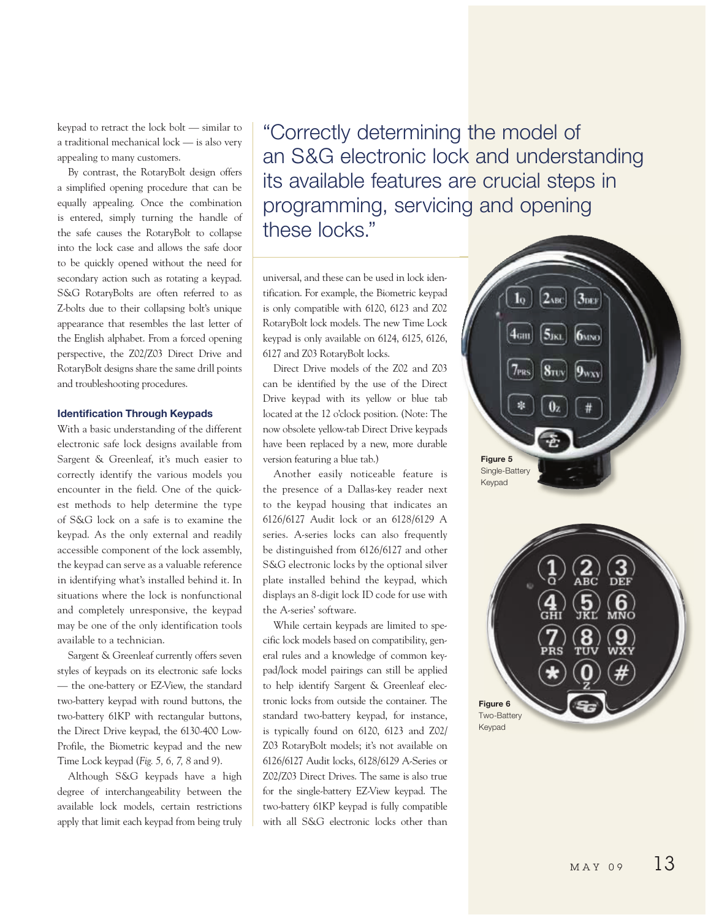keypad to retract the lock bolt — similar to a traditional mechanical lock — is also very appealing to many customers.

By contrast, the RotaryBolt design offers a simplified opening procedure that can be equally appealing. Once the combination is entered, simply turning the handle of the safe causes the RotaryBolt to collapse into the lock case and allows the safe door to be quickly opened without the need for secondary action such as rotating a keypad. S&G RotaryBolts are often referred to as Z-bolts due to their collapsing bolt's unique appearance that resembles the last letter of the English alphabet. From a forced opening perspective, the Z02/Z03 Direct Drive and RotaryBolt designs share the same drill points and troubleshooting procedures.

### Identification Through Keypads

With a basic understanding of the different electronic safe lock designs available from Sargent & Greenleaf, it's much easier to correctly identify the various models you encounter in the field. One of the quickest methods to help determine the type of S&G lock on a safe is to examine the keypad. As the only external and readily accessible component of the lock assembly, the keypad can serve as a valuable reference in identifying what's installed behind it. In situations where the lock is nonfunctional and completely unresponsive, the keypad may be one of the only identification tools available to a technician.

Sargent & Greenleaf currently offers seven styles of keypads on its electronic safe locks — the one-battery or EZ-View, the standard two-battery keypad with round buttons, the two-battery 61KP with rectangular buttons, the Direct Drive keypad, the 6130-400 Low-Profile, the Biometric keypad and the new Time Lock keypad (*Fig. 5, 6, 7,* 8 and 9).

Although S&G keypads have a high degree of interchangeability between the available lock models, certain restrictions apply that limit each keypad from being truly universal, and these can be used in lock identification. For example, the Biometric keypad is only compatible with 6120, 6123 and Z02 RotaryBolt lock models. The new Time Lock keypad is only available on 6124, 6125, 6126, 6127 and Z03 RotaryBolt locks.

> "Correctly determining the model of an S&G electronic lock and understanding its available features are crucial steps in programming, servicing and opening these locks."

Direct Drive models of the Z02 and Z03 can be identified by the use of the Direct Drive keypad with its yellow or blue tab located at the 12 o'clock position. (Note: The now obsolete yellow-tab Direct Drive keypads have been replaced by a new, more durable version featuring a blue tab.)

Another easily noticeable feature is the presence of a Dallas-key reader next to the keypad housing that indicates an 6126/6127 Audit lock or an 6128/6129 A series. A-series locks can also frequently be distinguished from 6126/6127 and other S&G electronic locks by the optional silver plate installed behind the keypad, which displays an 8-digit lock ID code for use with the A-series' software.

While certain keypads are limited to specific lock models based on compatibility, general rules and a knowledge of common keypad/lock model pairings can still be applied to help identify Sargent & Greenleaf electronic locks from outside the container. The standard two-battery keypad, for instance, is typically found on 6120, 6123 and Z02/Z03 RotaryBolt models; it's not available on 6126/6127 Audit locks, 6128/6129 A-Series or Z02/Z03 Direct Drives. The same is also true for the single-battery EZ-View keypad. The two-battery 61KP keypad is fully compatible with all S&G electronic locks other than

**Figure 5**
Single-Battery Keypad

**Figure 6**
Two-Battery Keypad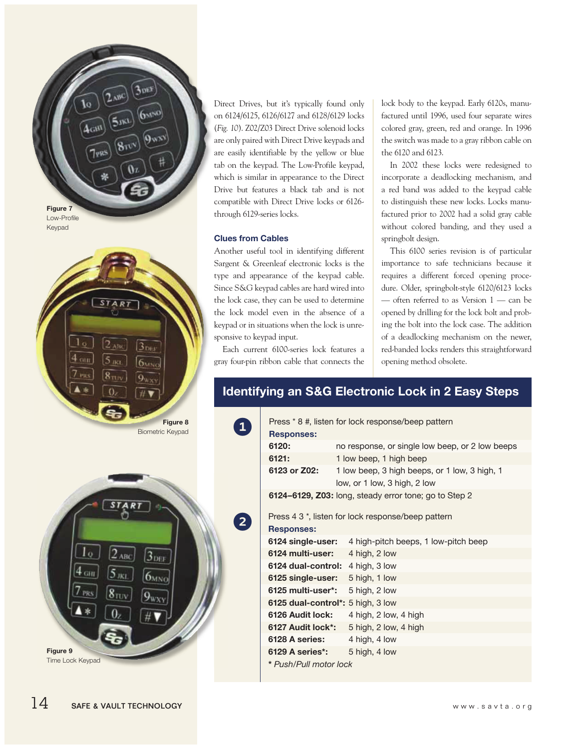Figure 7
Low-Profile Keypad

Figure 8
Biometric Keypad

Figure 9
Time Lock Keypad

Direct Drives, but it's typically found only on 6124/6125, 6126/6127 and 6128/6129 locks (*Fig. 10*). Z02/Z03 Direct Drive solenoid locks are only paired with Direct Drive keypads and are easily identifiable by the yellow or blue tab on the keypad. The Low-Profile keypad, which is similar in appearance to the Direct Drive but features a black tab and is not compatible with Direct Drive locks or 6126- through 6129-series locks.

### Clues from Cables

Another useful tool in identifying different Sargent & Greenleaf electronic locks is the type and appearance of the keypad cable. Since S&G keypad cables are hard wired into the lock case, they can be used to determine the lock model even in the absence of a keypad or in situations when the lock is unresponsive to keypad input.

Each current 6100-series lock features a gray four-pin ribbon cable that connects the lock body to the keypad. Early 6120s, manufactured until 1996, used four separate wires colored gray, green, red and orange. In 1996 the switch was made to a gray ribbon cable on the 6120 and 6123.

In 2002 these locks were redesigned to incorporate a deadlocking mechanism, and a red band was added to the keypad cable to distinguish these new locks. Locks manufactured prior to 2002 had a solid gray cable without colored banding, and they used a springbolt design.

This 6100 series revision is of particular importance to safe technicians because it requires a different forced opening procedure. Older, springbolt-style 6120/6123 locks — often referred to as Version 1 — can be opened by drilling for the lock bolt and probing the bolt into the lock case. The addition of a deadlocking mechanism on the newer, red-banded locks renders this straightforward opening method obsolete.

## Identifying an S&G Electronic Lock in 2 Easy Steps

**1** Press * 8 #, listen for lock response/beep pattern

**Responses:**

| | |
|---|---|
| **6120:** | no response, or single low beep, or 2 low beeps |
| **6121:** | 1 low beep, 1 high beep |
| **6123 or Z02:** | 1 low beep, 3 high beeps, or 1 low, 3 high, 1 low, or 1 low, 3 high, 2 low |
| **6124–6129, Z03:** | long, steady error tone; go to Step 2 |

**2** Press 4 3 *, listen for lock response/beep pattern

**Responses:**

| | |
|---|---|
| **6124 single-user:** | 4 high-pitch beeps, 1 low-pitch beep |
| **6124 multi-user:** | 4 high, 2 low |
| **6124 dual-control:** | 4 high, 3 low |
| **6125 single-user:** | 5 high, 1 low |
| **6125 multi-user*:** | 5 high, 2 low |
| **6125 dual-control*:** | 5 high, 3 low |
| **6126 Audit lock:** | 4 high, 2 low, 4 high |
| **6127 Audit lock*:** | 5 high, 2 low, 4 high |
| **6128 A series:** | 4 high, 4 low |
| **6129 A series*:** | 5 high, 4 low |

*\* Push/Pull motor lock*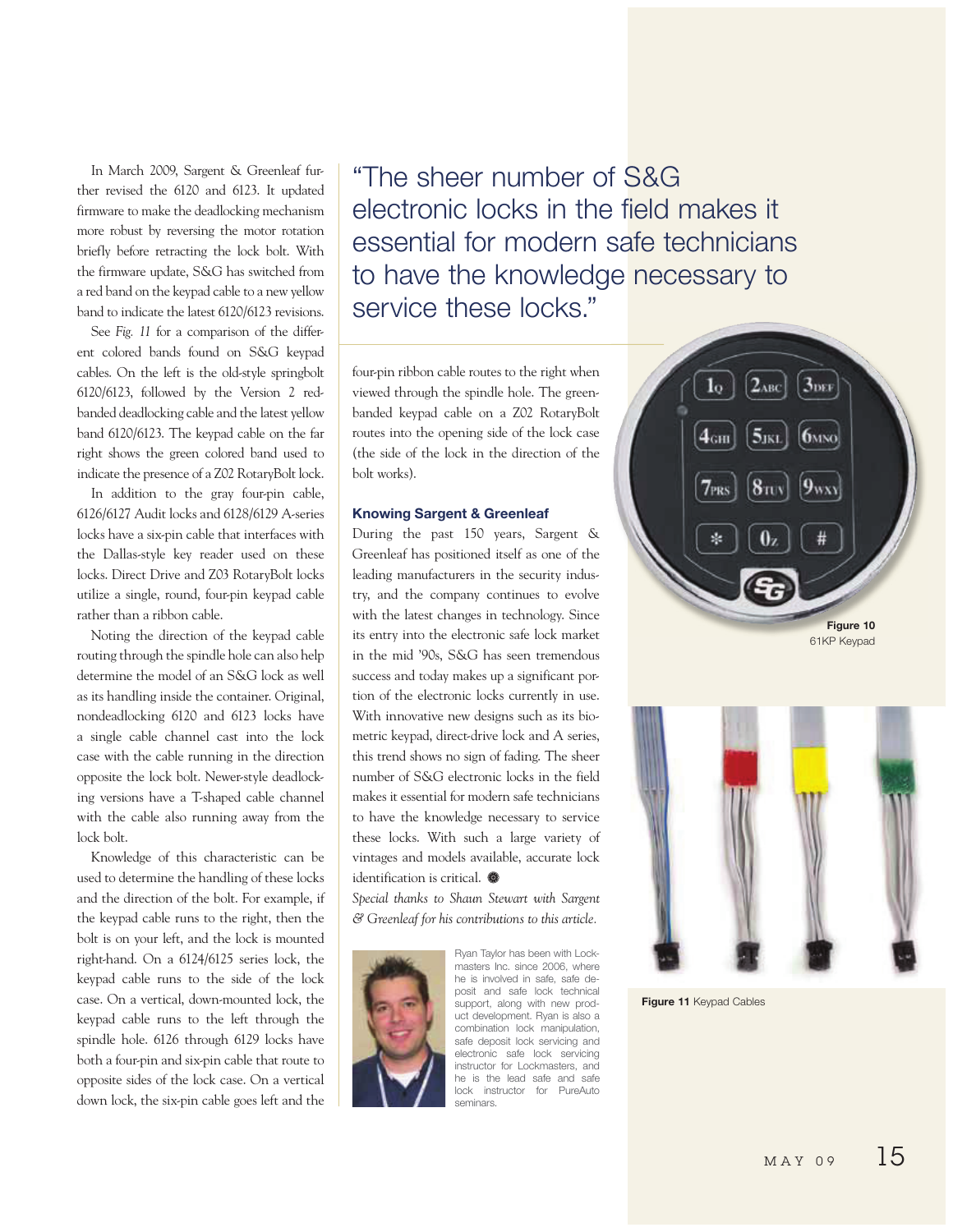In March 2009, Sargent & Greenleaf further revised the 6120 and 6123. It updated firmware to make the deadlocking mechanism more robust by reversing the motor rotation briefly before retracting the lock bolt. With the firmware update, S&G has switched from a red band on the keypad cable to a new yellow band to indicate the latest 6120/6123 revisions.

See *Fig. 11* for a comparison of the different colored bands found on S&G keypad cables. On the left is the old-style springbolt 6120/6123, followed by the Version 2 red-banded deadlocking cable and the latest yellow band 6120/6123. The keypad cable on the far right shows the green colored band used to indicate the presence of a Z02 RotaryBolt lock.

In addition to the gray four-pin cable, 6126/6127 Audit locks and 6128/6129 A-series locks have a six-pin cable that interfaces with the Dallas-style key reader used on these locks. Direct Drive and Z03 RotaryBolt locks utilize a single, round, four-pin keypad cable rather than a ribbon cable.

Noting the direction of the keypad cable routing through the spindle hole can also help determine the model of an S&G lock as well as its handling inside the container. Original, nondeadlocking 6120 and 6123 locks have a single cable channel cast into the lock case with the cable running in the direction opposite the lock bolt. Newer-style deadlocking versions have a T-shaped cable channel with the cable also running away from the lock bolt.

Knowledge of this characteristic can be used to determine the handling of these locks and the direction of the bolt. For example, if the keypad cable runs to the right, then the bolt is on your left, and the lock is mounted right-hand. On a 6124/6125 series lock, the keypad cable runs to the side of the lock case. On a vertical, down-mounted lock, the keypad cable runs to the left through the spindle hole. 6126 through 6129 locks have both a four-pin and six-pin cable that route to opposite sides of the lock case. On a vertical down lock, the six-pin cable goes left and the four-pin ribbon cable routes to the right when viewed through the spindle hole. The green-banded keypad cable on a Z02 RotaryBolt routes into the opening side of the lock case (the side of the lock in the direction of the bolt works).

> "The sheer number of S&G electronic locks in the field makes it essential for modern safe technicians to have the knowledge necessary to service these locks."

### Knowing Sargent & Greenleaf

During the past 150 years, Sargent & Greenleaf has positioned itself as one of the leading manufacturers in the security industry, and the company continues to evolve with the latest changes in technology. Since its entry into the electronic safe lock market in the mid '90s, S&G has seen tremendous success and today makes up a significant portion of the electronic locks currently in use. With innovative new designs such as its biometric keypad, direct-drive lock and A series, this trend shows no sign of fading. The sheer number of S&G electronic locks in the field makes it essential for modern safe technicians to have the knowledge necessary to service these locks. With such a large variety of vintages and models available, accurate lock identification is critical.

*Special thanks to Shaun Stewart with Sargent & Greenleaf for his contributions to this article.*

Ryan Taylor has been with Lockmasters Inc. since 2006, where he is involved in safe, safe deposit and safe lock technical support, along with new product development. Ryan is also a combination lock manipulation, safe deposit lock servicing and electronic safe lock servicing instructor for Lockmasters, and he is the lead safe and safe lock instructor for PureAuto seminars.

**Figure 10** 61KP Keypad

**Figure 11** Keypad Cables